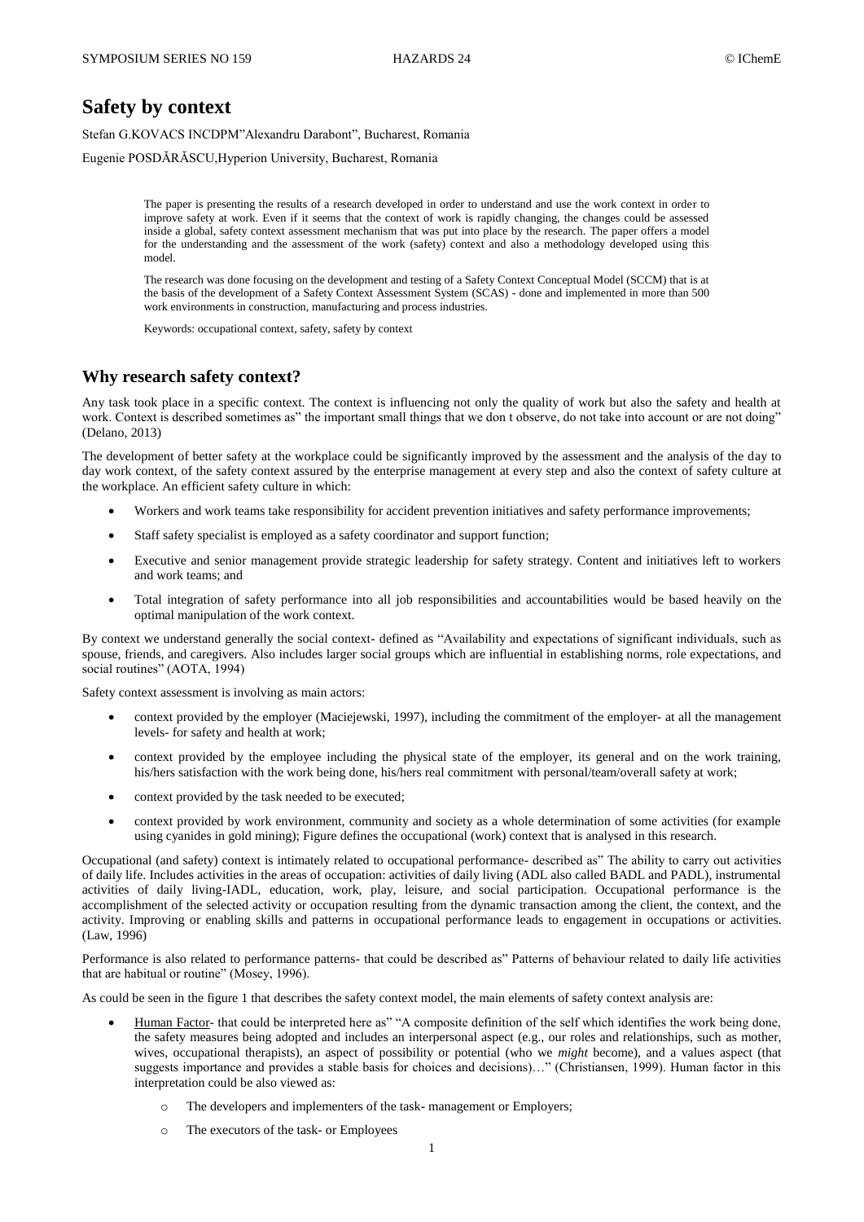# Safety by context

Stefan G.KOVACS INCDPM"Alexandru Darabont", Bucharest, Romania

Eugenie POSDĂRĂSCU,Hyperion University, Bucharest, Romania

> The paper is presenting the results of a research developed in order to understand and use the work context in order to improve safety at work. Even if it seems that the context of work is rapidly changing, the changes could be assessed inside a global, safety context assessment mechanism that was put into place by the research. The paper offers a model for the understanding and the assessment of the work (safety) context and also a methodology developed using this model.
>
> The research was done focusing on the development and testing of a Safety Context Conceptual Model (SCCM) that is at the basis of the development of a Safety Context Assessment System (SCAS) - done and implemented in more than 500 work environments in construction, manufacturing and process industries.
>
> Keywords: occupational context, safety, safety by context

## Why research safety context?

Any task took place in a specific context. The context is influencing not only the quality of work but also the safety and health at work. Context is described sometimes as" the important small things that we don t observe, do not take into account or are not doing" (Delano, 2013)

The development of better safety at the workplace could be significantly improved by the assessment and the analysis of the day to day work context, of the safety context assured by the enterprise management at every step and also the context of safety culture at the workplace. An efficient safety culture in which:

- Workers and work teams take responsibility for accident prevention initiatives and safety performance improvements;
- Staff safety specialist is employed as a safety coordinator and support function;
- Executive and senior management provide strategic leadership for safety strategy. Content and initiatives left to workers and work teams; and
- Total integration of safety performance into all job responsibilities and accountabilities would be based heavily on the optimal manipulation of the work context.

By context we understand generally the social context- defined as "Availability and expectations of significant individuals, such as spouse, friends, and caregivers. Also includes larger social groups which are influential in establishing norms, role expectations, and social routines" (AOTA, 1994)

Safety context assessment is involving as main actors:

- context provided by the employer (Maciejewski, 1997), including the commitment of the employer- at all the management levels- for safety and health at work;
- context provided by the employee including the physical state of the employer, its general and on the work training, his/hers satisfaction with the work being done, his/hers real commitment with personal/team/overall safety at work;
- context provided by the task needed to be executed;
- context provided by work environment, community and society as a whole determination of some activities (for example using cyanides in gold mining); Figure defines the occupational (work) context that is analysed in this research.

Occupational (and safety) context is intimately related to occupational performance- described as" The ability to carry out activities of daily life. Includes activities in the areas of occupation: activities of daily living (ADL also called BADL and PADL), instrumental activities of daily living-IADL, education, work, play, leisure, and social participation. Occupational performance is the accomplishment of the selected activity or occupation resulting from the dynamic transaction among the client, the context, and the activity. Improving or enabling skills and patterns in occupational performance leads to engagement in occupations or activities. (Law, 1996)

Performance is also related to performance patterns- that could be described as" Patterns of behaviour related to daily life activities that are habitual or routine" (Mosey, 1996).

As could be seen in the figure 1 that describes the safety context model, the main elements of safety context analysis are:

- Human Factor- that could be interpreted here as" "A composite definition of the self which identifies the work being done, the safety measures being adopted and includes an interpersonal aspect (e.g., our roles and relationships, such as mother, wives, occupational therapists), an aspect of possibility or potential (who we *might* become), and a values aspect (that suggests importance and provides a stable basis for choices and decisions)…" (Christiansen, 1999). Human factor in this interpretation could be also viewed as:
  - The developers and implementers of the task- management or Employers;
  - The executors of the task- or Employees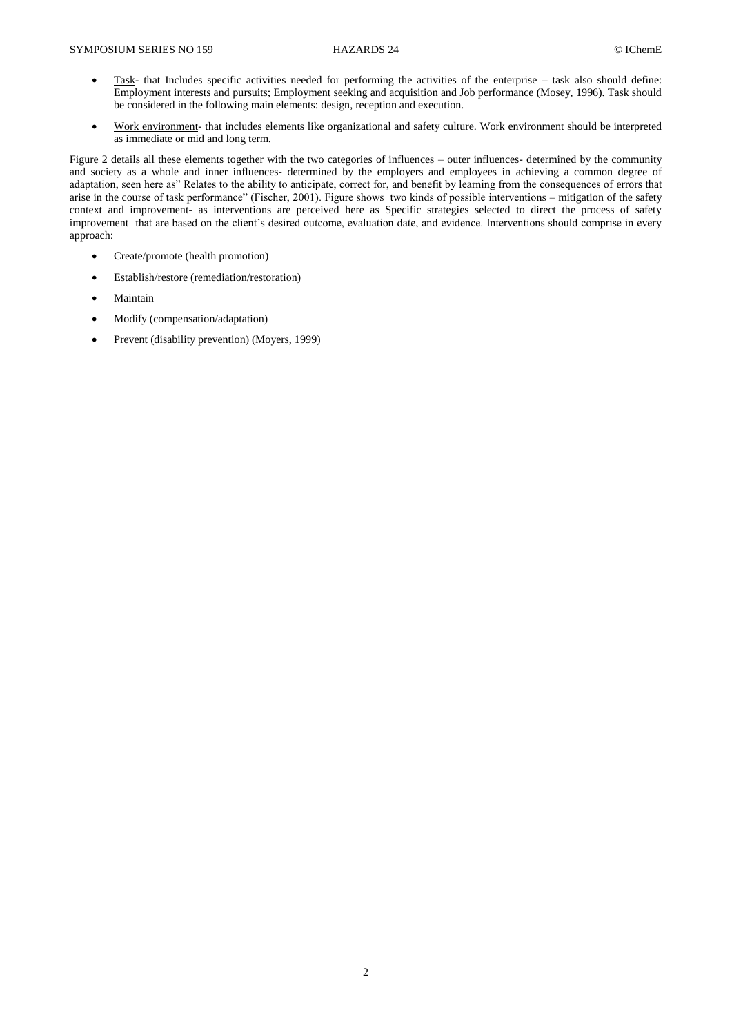- Task- that Includes specific activities needed for performing the activities of the enterprise – task also should define: Employment interests and pursuits; Employment seeking and acquisition and Job performance (Mosey, 1996). Task should be considered in the following main elements: design, reception and execution.
- Work environment- that includes elements like organizational and safety culture. Work environment should be interpreted as immediate or mid and long term.

Figure 2 details all these elements together with the two categories of influences – outer influences- determined by the community and society as a whole and inner influences- determined by the employers and employees in achieving a common degree of adaptation, seen here as" Relates to the ability to anticipate, correct for, and benefit by learning from the consequences of errors that arise in the course of task performance" (Fischer, 2001). Figure shows two kinds of possible interventions – mitigation of the safety context and improvement- as interventions are perceived here as Specific strategies selected to direct the process of safety improvement that are based on the client's desired outcome, evaluation date, and evidence. Interventions should comprise in every approach:

- Create/promote (health promotion)
- Establish/restore (remediation/restoration)
- Maintain
- Modify (compensation/adaptation)
- Prevent (disability prevention) (Moyers, 1999)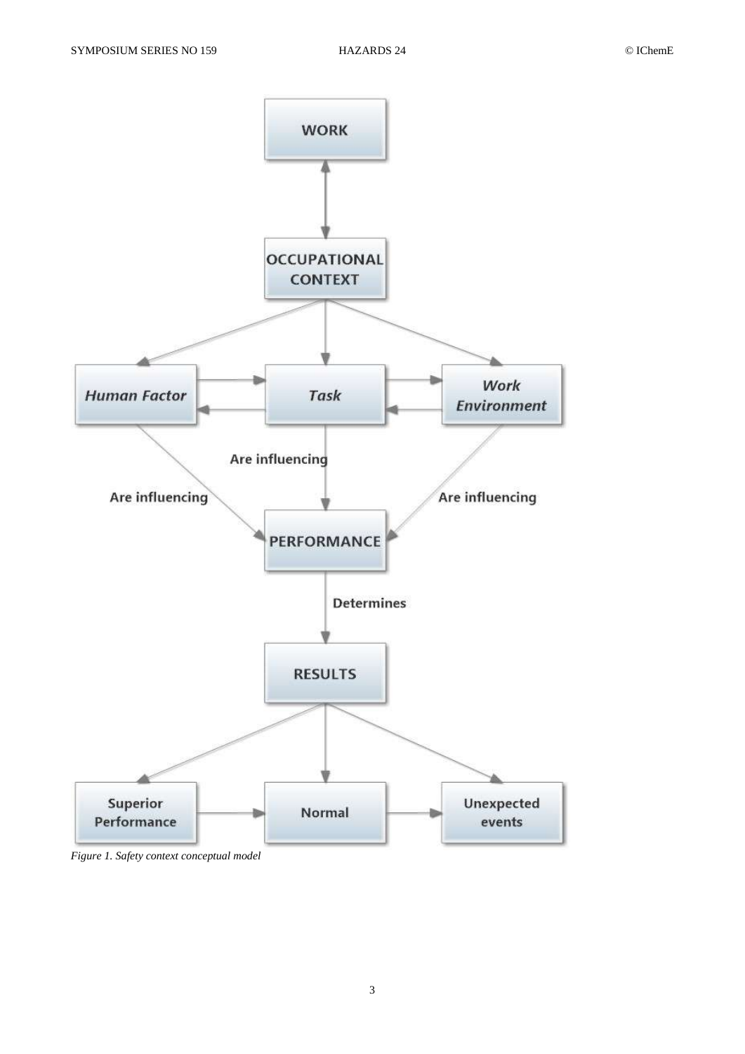Figure 1. Safety context conceptual model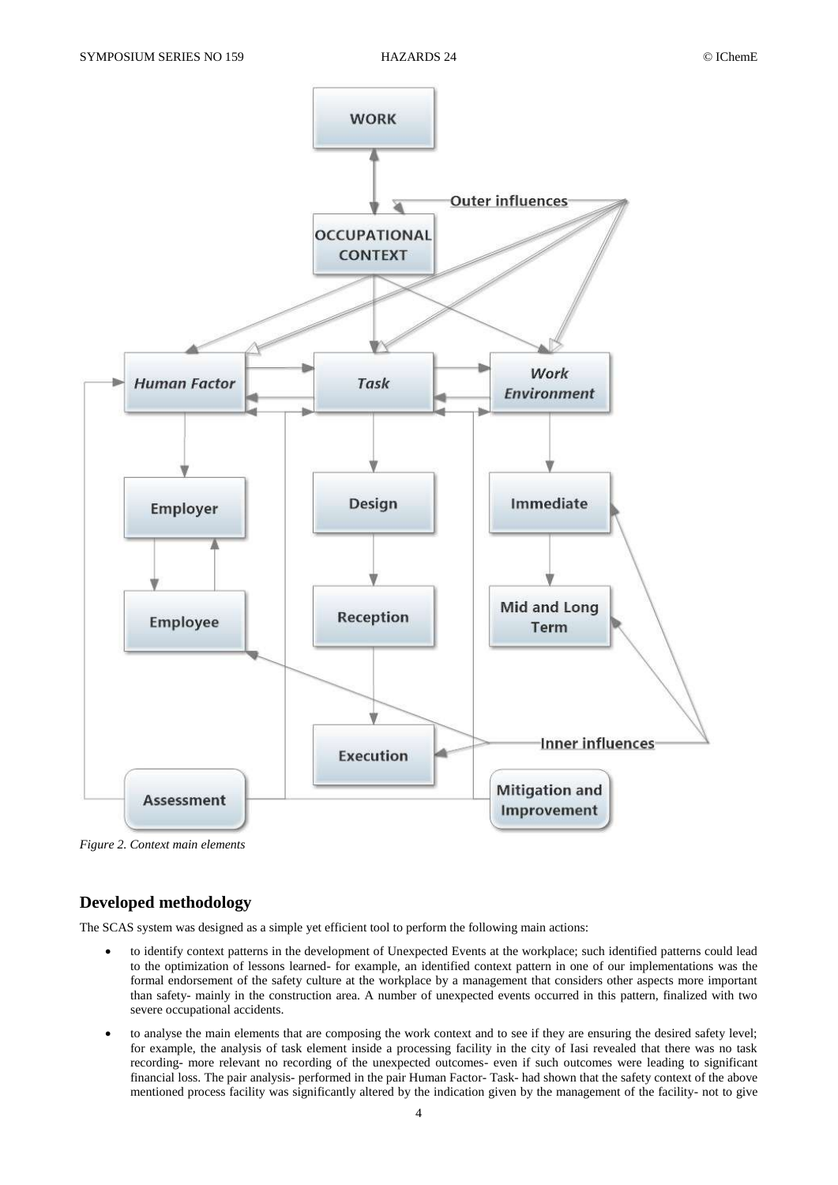*Figure 2. Context main elements*

## Developed methodology

The SCAS system was designed as a simple yet efficient tool to perform the following main actions:

- to identify context patterns in the development of Unexpected Events at the workplace; such identified patterns could lead to the optimization of lessons learned- for example, an identified context pattern in one of our implementations was the formal endorsement of the safety culture at the workplace by a management that considers other aspects more important than safety- mainly in the construction area. A number of unexpected events occurred in this pattern, finalized with two severe occupational accidents.
- to analyse the main elements that are composing the work context and to see if they are ensuring the desired safety level; for example, the analysis of task element inside a processing facility in the city of Iasi revealed that there was no task recording- more relevant no recording of the unexpected outcomes- even if such outcomes were leading to significant financial loss. The pair analysis- performed in the pair Human Factor- Task- had shown that the safety context of the above mentioned process facility was significantly altered by the indication given by the management of the facility- not to give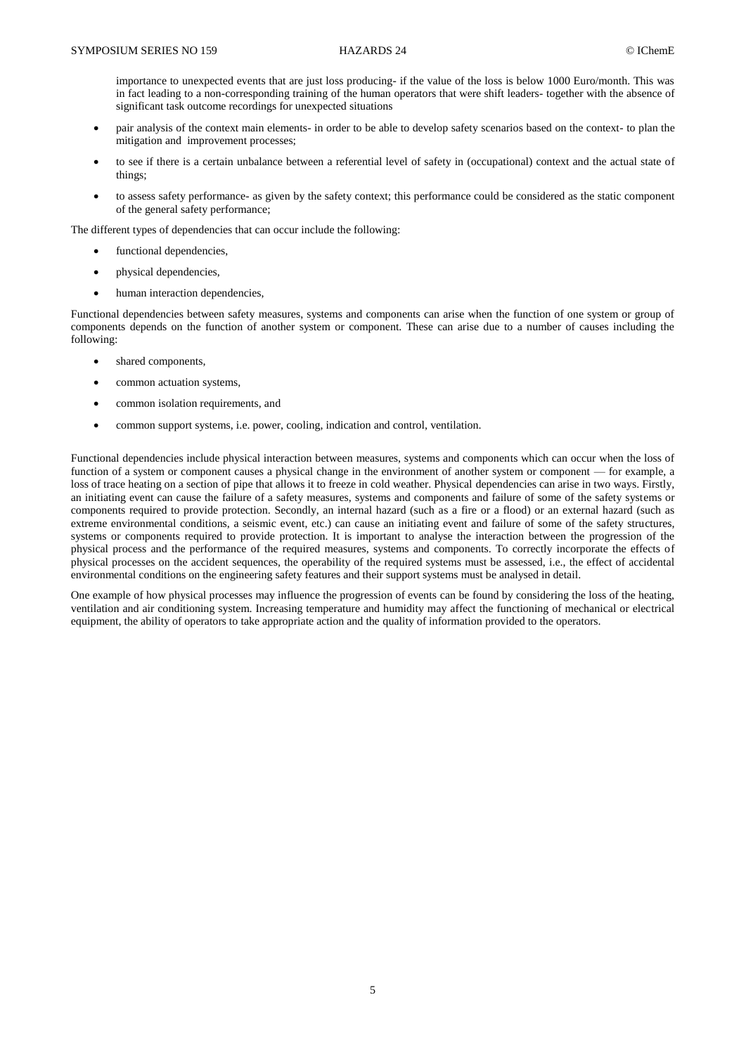importance to unexpected events that are just loss producing- if the value of the loss is below 1000 Euro/month. This was in fact leading to a non-corresponding training of the human operators that were shift leaders- together with the absence of significant task outcome recordings for unexpected situations

- pair analysis of the context main elements- in order to be able to develop safety scenarios based on the context- to plan the mitigation and improvement processes;
- to see if there is a certain unbalance between a referential level of safety in (occupational) context and the actual state of things;
- to assess safety performance- as given by the safety context; this performance could be considered as the static component of the general safety performance;

The different types of dependencies that can occur include the following:

- functional dependencies,
- physical dependencies,
- human interaction dependencies,

Functional dependencies between safety measures, systems and components can arise when the function of one system or group of components depends on the function of another system or component. These can arise due to a number of causes including the following:

- shared components,
- common actuation systems,
- common isolation requirements, and
- common support systems, i.e. power, cooling, indication and control, ventilation.

Functional dependencies include physical interaction between measures, systems and components which can occur when the loss of function of a system or component causes a physical change in the environment of another system or component — for example, a loss of trace heating on a section of pipe that allows it to freeze in cold weather. Physical dependencies can arise in two ways. Firstly, an initiating event can cause the failure of a safety measures, systems and components and failure of some of the safety systems or components required to provide protection. Secondly, an internal hazard (such as a fire or a flood) or an external hazard (such as extreme environmental conditions, a seismic event, etc.) can cause an initiating event and failure of some of the safety structures, systems or components required to provide protection. It is important to analyse the interaction between the progression of the physical process and the performance of the required measures, systems and components. To correctly incorporate the effects of physical processes on the accident sequences, the operability of the required systems must be assessed, i.e., the effect of accidental environmental conditions on the engineering safety features and their support systems must be analysed in detail.

One example of how physical processes may influence the progression of events can be found by considering the loss of the heating, ventilation and air conditioning system. Increasing temperature and humidity may affect the functioning of mechanical or electrical equipment, the ability of operators to take appropriate action and the quality of information provided to the operators.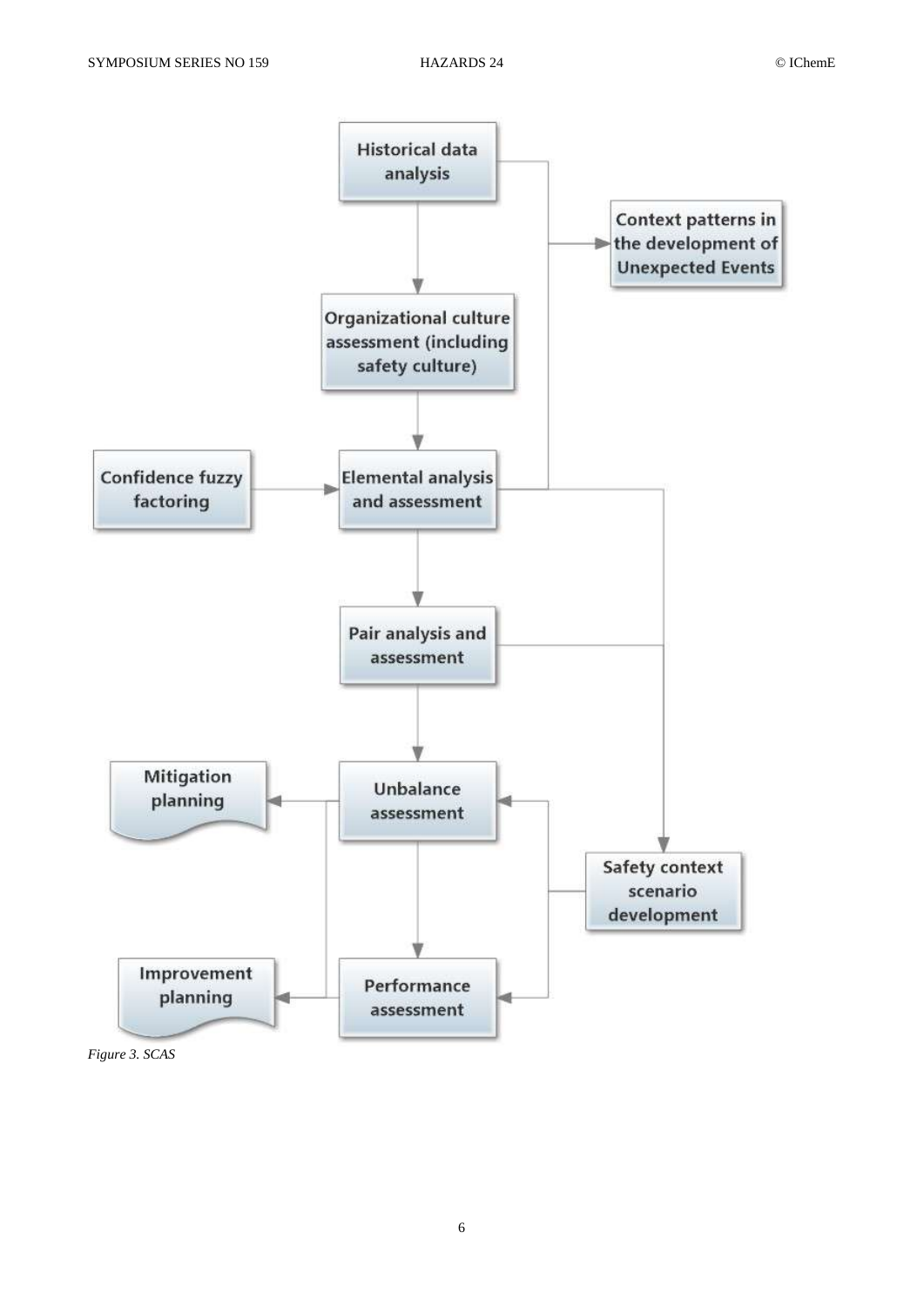Historical data analysis

Context patterns in the development of Unexpected Events

Organizational culture assessment (including safety culture)

Confidence fuzzy factoring

Elemental analysis and assessment

Pair analysis and assessment

Mitigation planning

Unbalance assessment

Safety context scenario development

Improvement planning

Performance assessment

*Figure 3. SCAS*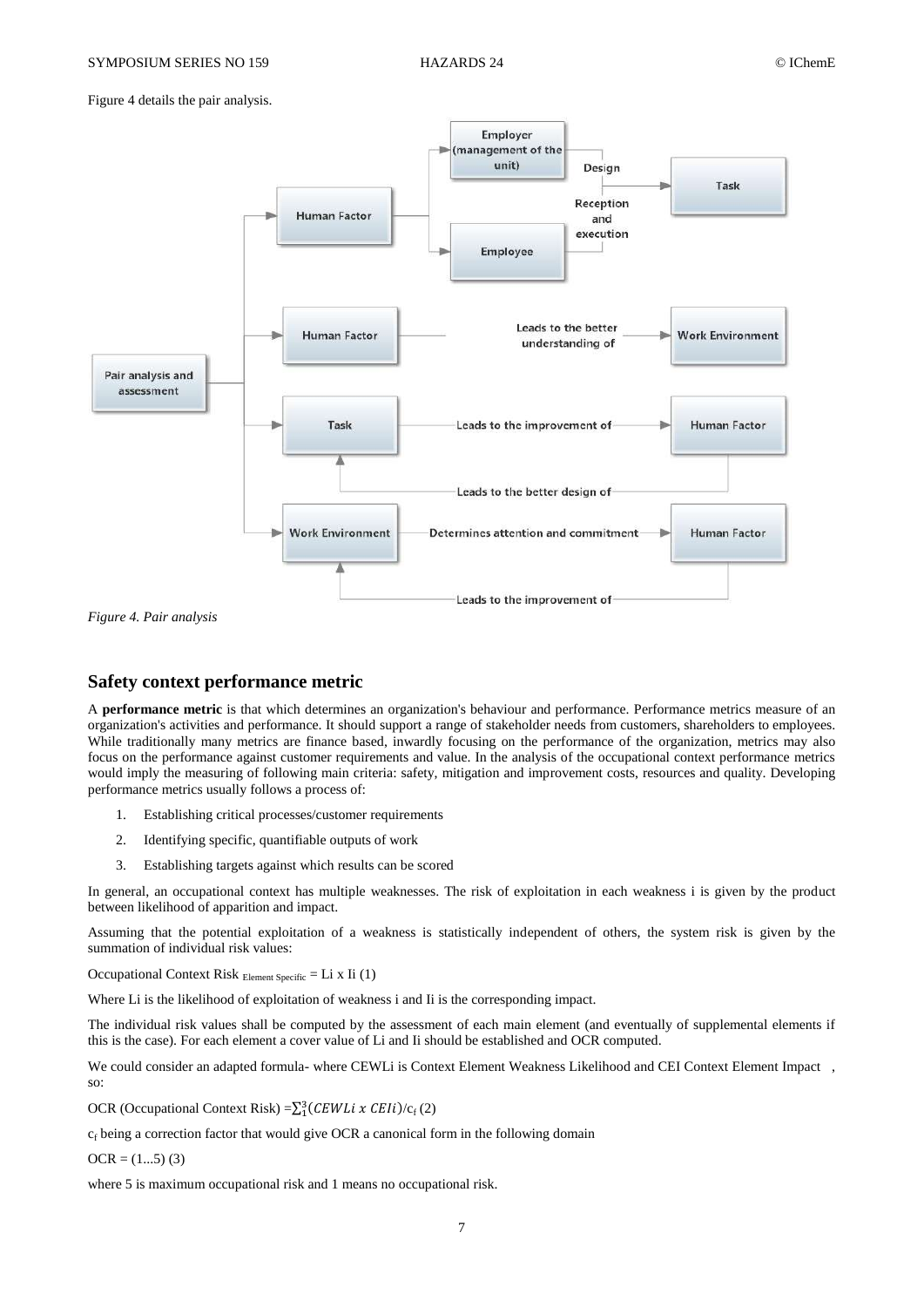Figure 4 details the pair analysis.

*Figure 4. Pair analysis*

## Safety context performance metric

A **performance metric** is that which determines an organization's behaviour and performance. Performance metrics measure of an organization's activities and performance. It should support a range of stakeholder needs from customers, shareholders to employees. While traditionally many metrics are finance based, inwardly focusing on the performance of the organization, metrics may also focus on the performance against customer requirements and value. In the analysis of the occupational context performance metrics would imply the measuring of following main criteria: safety, mitigation and improvement costs, resources and quality. Developing performance metrics usually follows a process of:

1. Establishing critical processes/customer requirements
2. Identifying specific, quantifiable outputs of work
3. Establishing targets against which results can be scored

In general, an occupational context has multiple weaknesses. The risk of exploitation in each weakness i is given by the product between likelihood of apparition and impact.

Assuming that the potential exploitation of a weakness is statistically independent of others, the system risk is given by the summation of individual risk values:

Occupational Context Risk $_{\text{Element Specific}}$ = Li x Ii (1)

Where Li is the likelihood of exploitation of weakness i and Ii is the corresponding impact.

The individual risk values shall be computed by the assessment of each main element (and eventually of supplemental elements if this is the case). For each element a cover value of Li and Ii should be established and OCR computed.

We could consider an adapted formula- where CEWLi is Context Element Weakness Likelihood and CEI Context Element Impact , so:

OCR (Occupational Context Risk) $=\sum_{1}^{3}(CEWLi\ x\ CEIi)/c_f$ (2)

$c_f$ being a correction factor that would give OCR a canonical form in the following domain

OCR = (1...5) (3)

where 5 is maximum occupational risk and 1 means no occupational risk.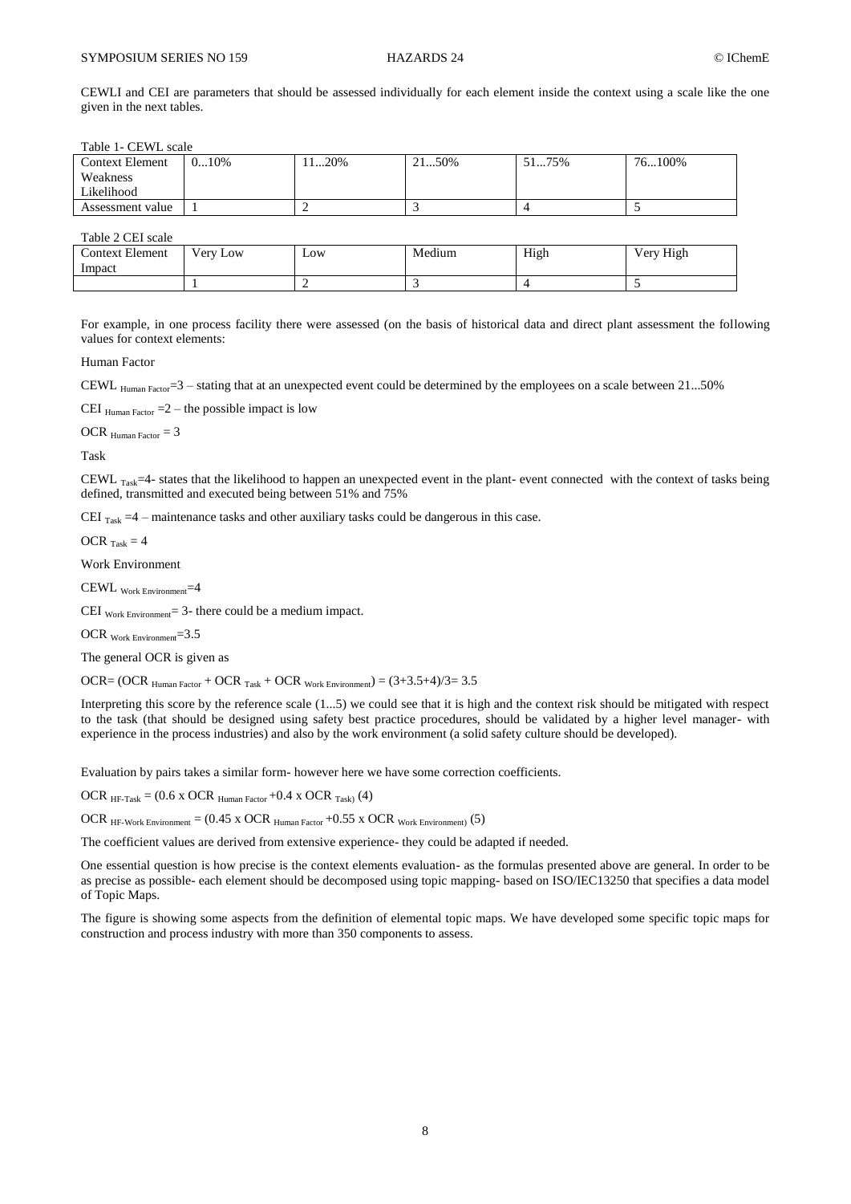CEWLI and CEI are parameters that should be assessed individually for each element inside the context using a scale like the one given in the next tables.

Table 1- CEWL scale

| Context Element Weakness Likelihood | 0...10% | 11...20% | 21...50% | 51...75% | 76...100% |
|---|---|---|---|---|---|
| Assessment value | 1 | 2 | 3 | 4 | 5 |

Table 2 CEI scale

| Context Element Impact | Very Low | Low | Medium | High | Very High |
|---|---|---|---|---|---|
| | 1 | 2 | 3 | 4 | 5 |

For example, in one process facility there were assessed (on the basis of historical data and direct plant assessment the following values for context elements:

Human Factor

$CEWL_{Human\ Factor}=3$ – stating that at an unexpected event could be determined by the employees on a scale between 21...50%

$CEI_{Human\ Factor}=2$ – the possible impact is low

$OCR_{Human\ Factor} = 3$

Task

$CEWL_{Task}=4$- states that the likelihood to happen an unexpected event in the plant- event connected with the context of tasks being defined, transmitted and executed being between 51% and 75%

$CEI_{Task}=4$ – maintenance tasks and other auxiliary tasks could be dangerous in this case.

$OCR_{Task} = 4$

Work Environment

$CEWL_{Work\ Environment}=4$

$CEI_{Work\ Environment}= 3$- there could be a medium impact.

$OCR_{Work\ Environment}=3.5$

The general OCR is given as

$OCR= (OCR_{Human\ Factor} + OCR_{Task} + OCR_{Work\ Environment}) = (3+3.5+4)/3= 3.5$

Interpreting this score by the reference scale (1...5) we could see that it is high and the context risk should be mitigated with respect to the task (that should be designed using safety best practice procedures, should be validated by a higher level manager- with experience in the process industries) and also by the work environment (a solid safety culture should be developed).

Evaluation by pairs takes a similar form- however here we have some correction coefficients.

$OCR_{HF\text{-}Task} = (0.6 \times OCR_{Human\ Factor} + 0.4 \times OCR_{Task})$ (4)

$OCR_{HF\text{-}Work\ Environment} = (0.45 \times OCR_{Human\ Factor} + 0.55 \times OCR_{Work\ Environment})$ (5)

The coefficient values are derived from extensive experience- they could be adapted if needed.

One essential question is how precise is the context elements evaluation- as the formulas presented above are general. In order to be as precise as possible- each element should be decomposed using topic mapping- based on ISO/IEC13250 that specifies a data model of Topic Maps.

The figure is showing some aspects from the definition of elemental topic maps. We have developed some specific topic maps for construction and process industry with more than 350 components to assess.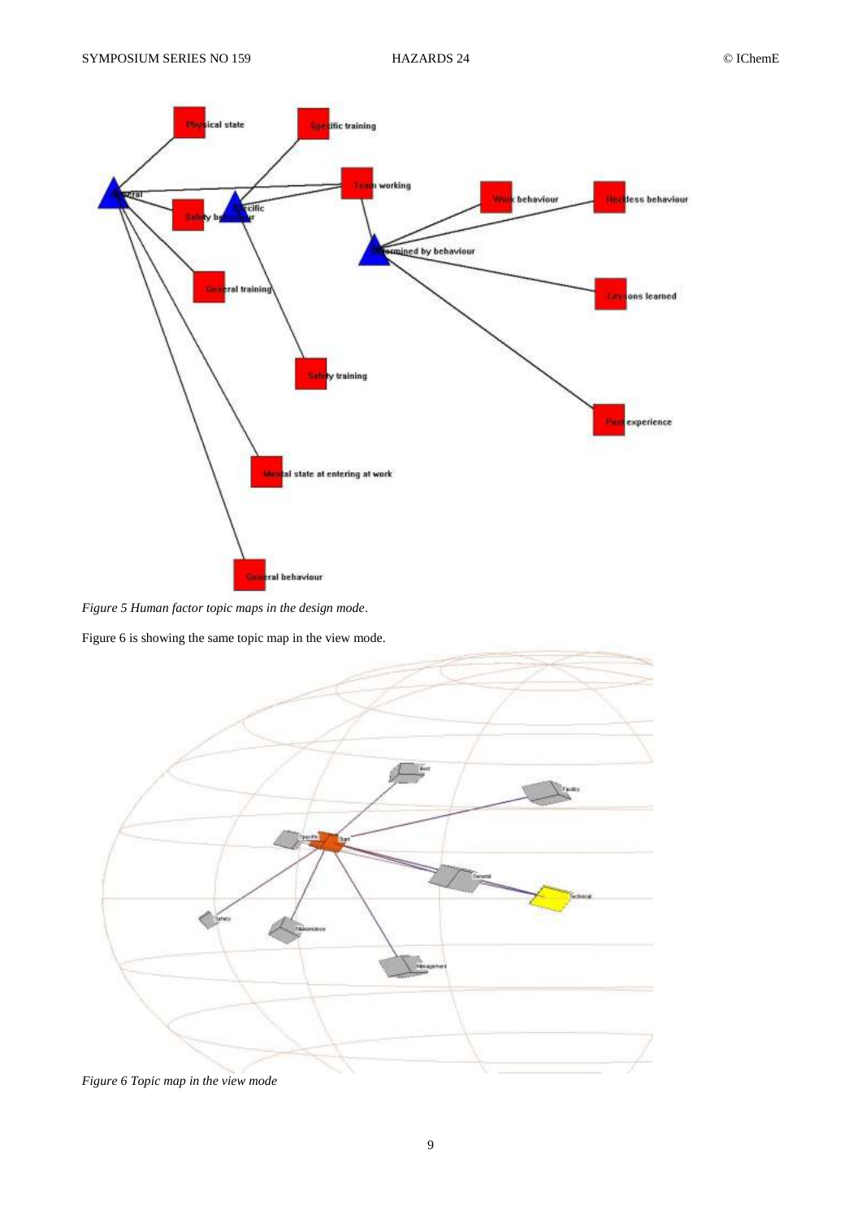*Figure 5 Human factor topic maps in the design mode*.

Figure 6 is showing the same topic map in the view mode.

*Figure 6 Topic map in the view mode*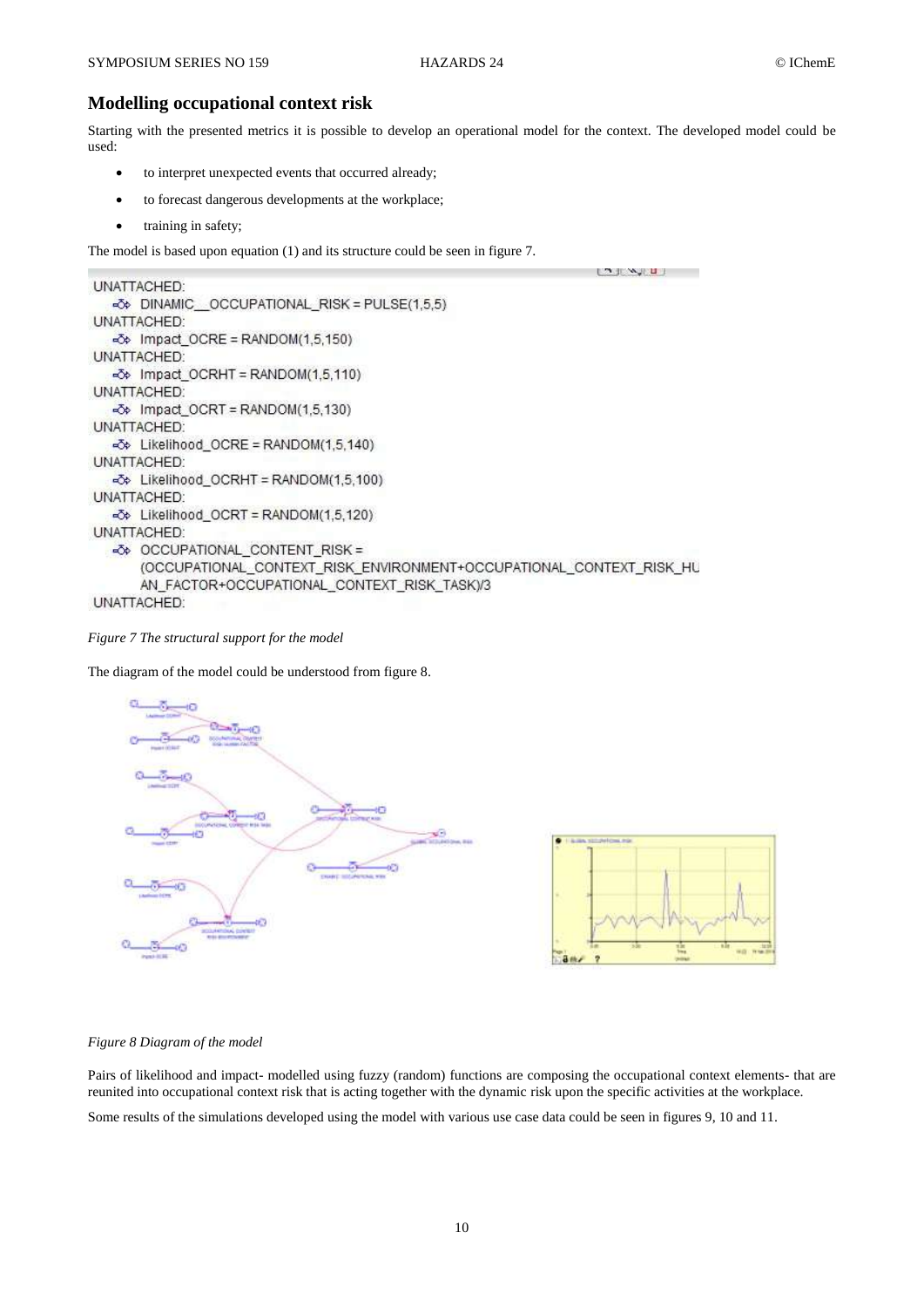## Modelling occupational context risk

Starting with the presented metrics it is possible to develop an operational model for the context. The developed model could be used:

- to interpret unexpected events that occurred already;
- to forecast dangerous developments at the workplace;
- training in safety;

The model is based upon equation (1) and its structure could be seen in figure 7.

```
UNATTACHED:
   DINAMIC__OCCUPATIONAL_RISK = PULSE(1,5,5)
UNATTACHED:
   Impact_OCRE = RANDOM(1,5,150)
UNATTACHED:
   Impact_OCRHT = RANDOM(1,5,110)
UNATTACHED:
   Impact_OCRT = RANDOM(1,5,130)
UNATTACHED:
   Likelihood_OCRE = RANDOM(1,5,140)
UNATTACHED:
   Likelihood_OCRHT = RANDOM(1,5,100)
UNATTACHED:
   Likelihood_OCRT = RANDOM(1,5,120)
UNATTACHED:
   OCCUPATIONAL_CONTENT_RISK =
   (OCCUPATIONAL_CONTEXT_RISK_ENVIRONMENT+OCCUPATIONAL_CONTEXT_RISK_HU
   AN_FACTOR+OCCUPATIONAL_CONTEXT_RISK_TASK)/3
UNATTACHED:
```

*Figure 7 The structural support for the model*

The diagram of the model could be understood from figure 8.

*Figure 8 Diagram of the model*

Pairs of likelihood and impact- modelled using fuzzy (random) functions are composing the occupational context elements- that are reunited into occupational context risk that is acting together with the dynamic risk upon the specific activities at the workplace.

Some results of the simulations developed using the model with various use case data could be seen in figures 9, 10 and 11.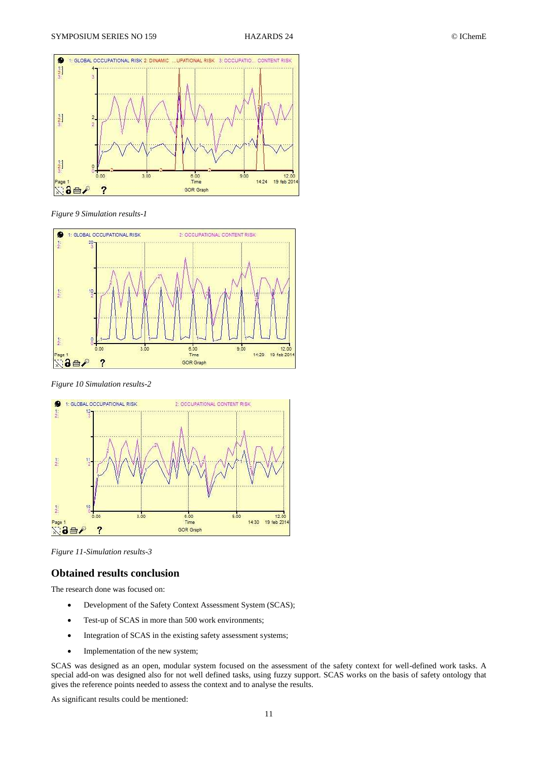*Figure 9 Simulation results-1*

*Figure 10 Simulation results-2*

*Figure 11-Simulation results-3*

## Obtained results conclusion

The research done was focused on:

- Development of the Safety Context Assessment System (SCAS);
- Test-up of SCAS in more than 500 work environments;
- Integration of SCAS in the existing safety assessment systems;
- Implementation of the new system;

SCAS was designed as an open, modular system focused on the assessment of the safety context for well-defined work tasks. A special add-on was designed also for not well defined tasks, using fuzzy support. SCAS works on the basis of safety ontology that gives the reference points needed to assess the context and to analyse the results.

As significant results could be mentioned: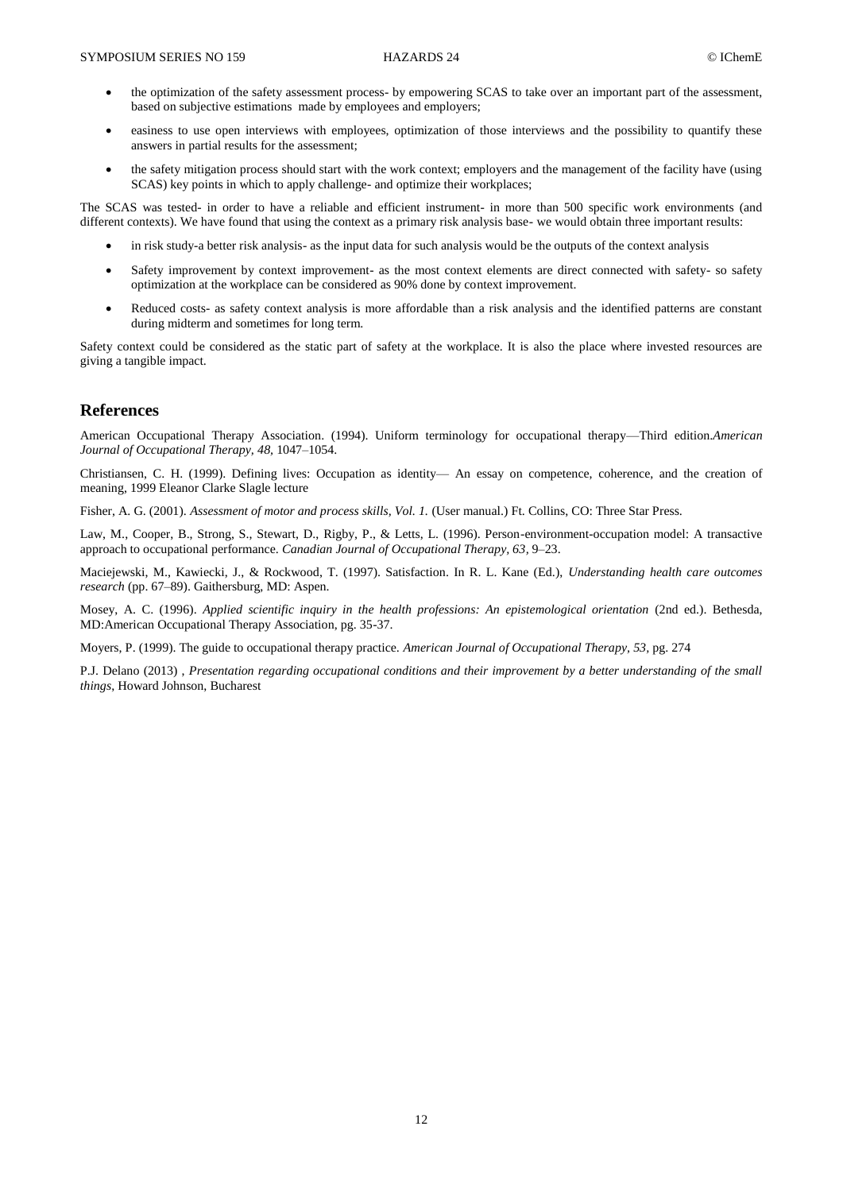- the optimization of the safety assessment process- by empowering SCAS to take over an important part of the assessment, based on subjective estimations made by employees and employers;
- easiness to use open interviews with employees, optimization of those interviews and the possibility to quantify these answers in partial results for the assessment;
- the safety mitigation process should start with the work context; employers and the management of the facility have (using SCAS) key points in which to apply challenge- and optimize their workplaces;

The SCAS was tested- in order to have a reliable and efficient instrument- in more than 500 specific work environments (and different contexts). We have found that using the context as a primary risk analysis base- we would obtain three important results:

- in risk study-a better risk analysis- as the input data for such analysis would be the outputs of the context analysis
- Safety improvement by context improvement- as the most context elements are direct connected with safety- so safety optimization at the workplace can be considered as 90% done by context improvement.
- Reduced costs- as safety context analysis is more affordable than a risk analysis and the identified patterns are constant during midterm and sometimes for long term.

Safety context could be considered as the static part of safety at the workplace. It is also the place where invested resources are giving a tangible impact.

## References

American Occupational Therapy Association. (1994). Uniform terminology for occupational therapy—Third edition.*American Journal of Occupational Therapy, 48*, 1047–1054.

Christiansen, C. H. (1999). Defining lives: Occupation as identity— An essay on competence, coherence, and the creation of meaning, 1999 Eleanor Clarke Slagle lecture

Fisher, A. G. (2001). *Assessment of motor and process skills, Vol. 1.* (User manual.) Ft. Collins, CO: Three Star Press.

Law, M., Cooper, B., Strong, S., Stewart, D., Rigby, P., & Letts, L. (1996). Person-environment-occupation model: A transactive approach to occupational performance. *Canadian Journal of Occupational Therapy, 63*, 9–23.

Maciejewski, M., Kawiecki, J., & Rockwood, T. (1997). Satisfaction. In R. L. Kane (Ed.), *Understanding health care outcomes research* (pp. 67–89). Gaithersburg, MD: Aspen.

Mosey, A. C. (1996). *Applied scientific inquiry in the health professions: An epistemological orientation* (2nd ed.). Bethesda, MD:American Occupational Therapy Association, pg. 35-37.

Moyers, P. (1999). The guide to occupational therapy practice. *American Journal of Occupational Therapy, 53,* pg. 274

P.J. Delano (2013) , *Presentation regarding occupational conditions and their improvement by a better understanding of the small things*, Howard Johnson, Bucharest